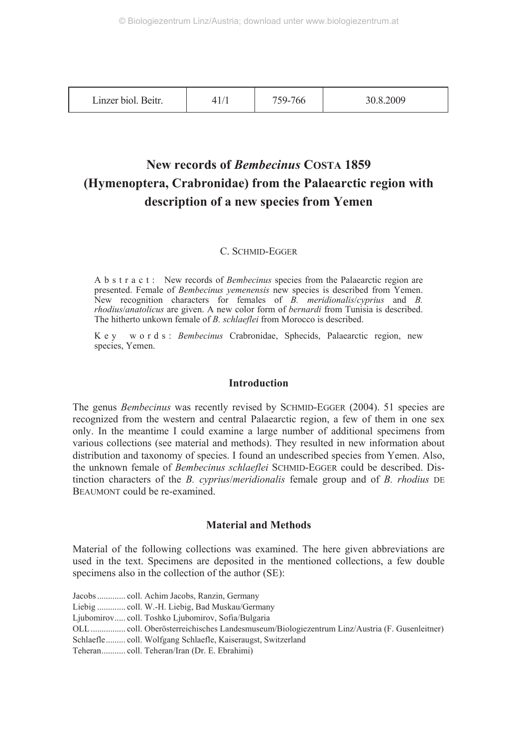# New records of *Bembecinus* COSTA 1859 (Hymenoptera, Crabronidae) from the Palaearctic region with description of a new species from Yemen

C. SCHMID-EGGER

A b s t r a c t : New records of *Bembecinus* species from the Palaearctic region are presented. Female of *Bembecinus yemenensis* new species is described from Yemen. New recognition characters for females of *B. meridionalis*/*cyprius* and *B. rhodius*/*anatolicus* are given. A new color form of *bernardi* from Tunisia is described. The hitherto unkown female of *B. schlaeflei* from Morocco is described.

K e y w o r d s : *Bembecinus* Crabronidae, Sphecids, Palaearctic region, new species, Yemen.

## Introduction

The genus *Bembecinus* was recently revised by SCHMID-EGGER (2004). 51 species are recognized from the western and central Palaearctic region, a few of them in one sex only. In the meantime I could examine a large number of additional specimens from various collections (see material and methods). They resulted in new information about distribution and taxonomy of species. I found an undescribed species from Yemen. Also, the unknown female of *Bembecinus schlaeflei* SCHMID-EGGER could be described. Distinction characters of the *B. cyprius*/*meridionalis* female group and of *B. rhodius* DE BEAUMONT could be re-examined.

## Material and Methods

Material of the following collections was examined. The here given abbreviations are used in the text. Specimens are deposited in the mentioned collections, a few double specimens also in the collection of the author (SE):

Jacobs ............ coll. Achim Jacobs, Ranzin, Germany
Liebig ............ coll. W.-H. Liebig, Bad Muskau/Germany
Ljubomirov..... coll. Toshko Ljubomirov, Sofia/Bulgaria
OLL ............... coll. Oberösterreichisches Landesmuseum/Biologiezentrum Linz/Austria (F. Gusenleitner)
Schlaefle......... coll. Wolfgang Schlaefle, Kaiseraugst, Switzerland
Teheran.......... coll. Teheran/Iran (Dr. E. Ebrahimi)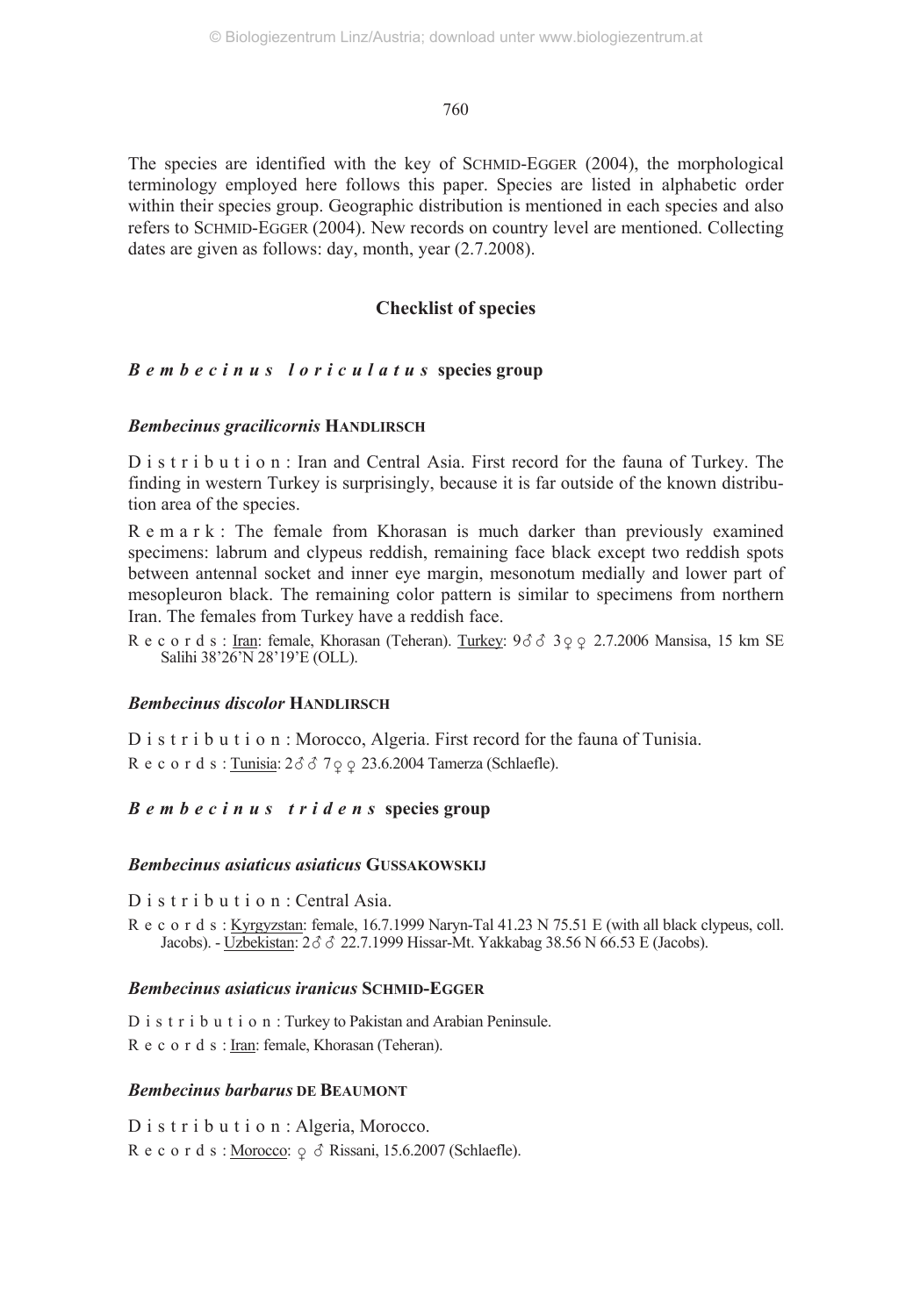The species are identified with the key of SCHMID-EGGER (2004), the morphological terminology employed here follows this paper. Species are listed in alphabetic order within their species group. Geographic distribution is mentioned in each species and also refers to SCHMID-EGGER (2004). New records on country level are mentioned. Collecting dates are given as follows: day, month, year (2.7.2008).

## Checklist of species

### *Bembecinus loriculatus* species group

#### *Bembecinus gracilicornis* HANDLIRSCH

Distribution: Iran and Central Asia. First record for the fauna of Turkey. The finding in western Turkey is surprisingly, because it is far outside of the known distribution area of the species.

Remark: The female from Khorasan is much darker than previously examined specimens: labrum and clypeus reddish, remaining face black except two reddish spots between antennal socket and inner eye margin, mesonotum medially and lower part of mesopleuron black. The remaining color pattern is similar to specimens from northern Iran. The females from Turkey have a reddish face.

Records: Iran: female, Khorasan (Teheran). Turkey: 9♂♂ 3♀♀ 2.7.2006 Mansisa, 15 km SE Salihi 38'26'N 28'19'E (OLL).

#### *Bembecinus discolor* HANDLIRSCH

Distribution: Morocco, Algeria. First record for the fauna of Tunisia.

Records: Tunisia: 2♂♂ 7♀♀ 23.6.2004 Tamerza (Schlaefle).

### *Bembecinus tridens* species group

#### *Bembecinus asiaticus asiaticus* GUSSAKOWSKIJ

Distribution: Central Asia.

Records: Kyrgyzstan: female, 16.7.1999 Naryn-Tal 41.23 N 75.51 E (with all black clypeus, coll. Jacobs). - Uzbekistan: 2♂♂ 22.7.1999 Hissar-Mt. Yakkabag 38.56 N 66.53 E (Jacobs).

#### *Bembecinus asiaticus iranicus* SCHMID-EGGER

Distribution: Turkey to Pakistan and Arabian Peninsule.

Records: Iran: female, Khorasan (Teheran).

#### *Bembecinus barbarus* DE BEAUMONT

Distribution: Algeria, Morocco.

Records: Morocco: ♀ ♂ Rissani, 15.6.2007 (Schlaefle).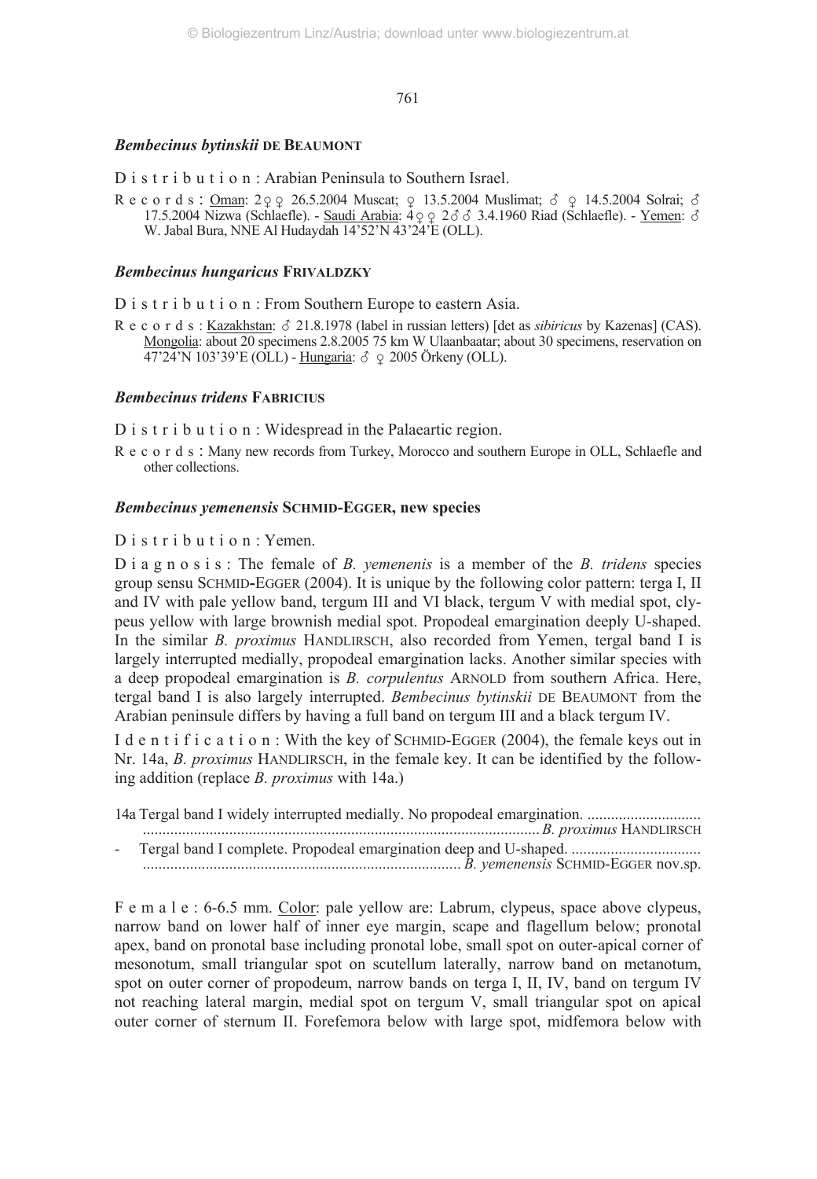### *Bembecinus bytinskii* DE BEAUMONT

D i s t r i b u t i o n : Arabian Peninsula to Southern Israel.

R e c o r d s : Oman: 2♀♀ 26.5.2004 Muscat; ♀ 13.5.2004 Muslimat; ♂ ♀ 14.5.2004 Solrai; ♂ 17.5.2004 Nizwa (Schlaefle). - Saudi Arabia: 4♀♀ 2♂♂ 3.4.1960 Riad (Schlaefle). - Yemen: ♂ W. Jabal Bura, NNE Al Hudaydah 14'52'N 43'24'E (OLL).

### *Bembecinus hungaricus* FRIVALDZKY

D i s t r i b u t i o n : From Southern Europe to eastern Asia.

R e c o r d s : Kazakhstan: ♂ 21.8.1978 (label in russian letters) [det as *sibiricus* by Kazenas] (CAS). Mongolia: about 20 specimens 2.8.2005 75 km W Ulaanbaatar; about 30 specimens, reservation on 47'24'N 103'39'E (OLL) - Hungaria: ♂ ♀ 2005 Örkeny (OLL).

### *Bembecinus tridens* FABRICIUS

D i s t r i b u t i o n : Widespread in the Palaeartic region.

R e c o r d s : Many new records from Turkey, Morocco and southern Europe in OLL, Schlaefle and other collections.

### *Bembecinus yemenensis* SCHMID-EGGER, new species

D i s t r i b u t i o n : Yemen.

D i a g n o s i s : The female of *B. yemenenis* is a member of the *B. tridens* species group sensu SCHMID-EGGER (2004). It is unique by the following color pattern: terga I, II and IV with pale yellow band, tergum III and VI black, tergum V with medial spot, clypeus yellow with large brownish medial spot. Propodeal emargination deeply U-shaped. In the similar *B. proximus* HANDLIRSCH, also recorded from Yemen, tergal band I is largely interrupted medially, propodeal emargination lacks. Another similar species with a deep propodeal emargination is *B. corpulentus* ARNOLD from southern Africa. Here, tergal band I is also largely interrupted. *Bembecinus bytinskii* DE BEAUMONT from the Arabian peninsule differs by having a full band on tergum III and a black tergum IV.

I d e n t i f i c a t i o n : With the key of SCHMID-EGGER (2004), the female keys out in Nr. 14a, *B. proximus* HANDLIRSCH, in the female key. It can be identified by the following addition (replace *B. proximus* with 14a.)

14a Tergal band I widely interrupted medially. No propodeal emargination. .............................................................................................................. *B. proximus* HANDLIRSCH

\- Tergal band I complete. Propodeal emargination deep and U-shaped. ................................................................................................... *B. yemenensis* SCHMID-EGGER nov.sp.

F e m a l e : 6-6.5 mm. Color: pale yellow are: Labrum, clypeus, space above clypeus, narrow band on lower half of inner eye margin, scape and flagellum below; pronotal apex, band on pronotal base including pronotal lobe, small spot on outer-apical corner of mesonotum, small triangular spot on scutellum laterally, narrow band on metanotum, spot on outer corner of propodeum, narrow bands on terga I, II, IV, band on tergum IV not reaching lateral margin, medial spot on tergum V, small triangular spot on apical outer corner of sternum II. Forefemora below with large spot, midfemora below with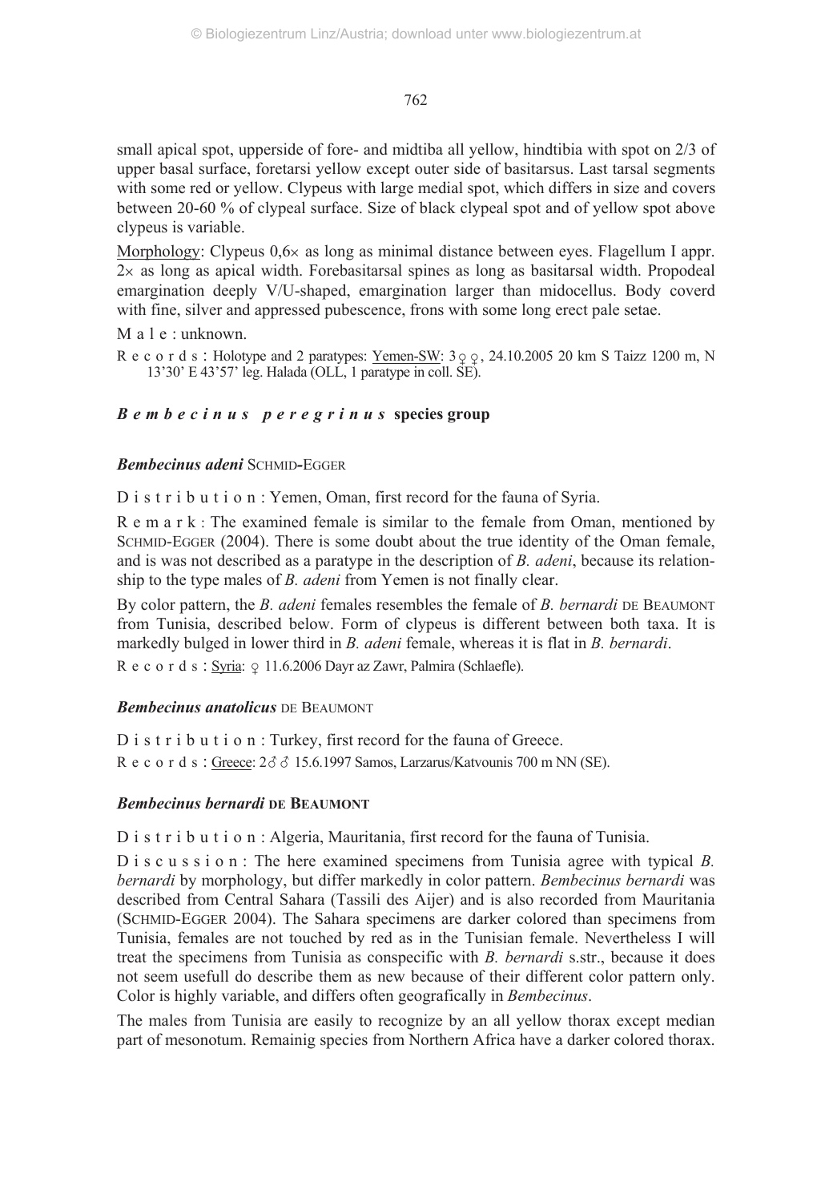small apical spot, upperside of fore- and midtiba all yellow, hindtibia with spot on 2/3 of upper basal surface, foretarsi yellow except outer side of basitarsus. Last tarsal segments with some red or yellow. Clypeus with large medial spot, which differs in size and covers between 20-60 % of clypeal surface. Size of black clypeal spot and of yellow spot above clypeus is variable.

Morphology: Clypeus 0,6× as long as minimal distance between eyes. Flagellum I appr. 2× as long as apical width. Forebasitarsal spines as long as basitarsal width. Propodeal emargination deeply V/U-shaped, emargination larger than midocellus. Body coverd with fine, silver and appressed pubescence, frons with some long erect pale setae.

Male: unknown.

Records: Holotype and 2 paratypes: Yemen-SW: 3♀♀, 24.10.2005 20 km S Taizz 1200 m, N 13'30' E 43'57' leg. Halada (OLL, 1 paratype in coll. SE).

## *Bembecinus peregrinus* species group

### *Bembecinus adeni* SCHMID-EGGER

Distribution: Yemen, Oman, first record for the fauna of Syria.

Remark: The examined female is similar to the female from Oman, mentioned by SCHMID-EGGER (2004). There is some doubt about the true identity of the Oman female, and is was not described as a paratype in the description of *B. adeni*, because its relationship to the type males of *B. adeni* from Yemen is not finally clear.

By color pattern, the *B. adeni* females resembles the female of *B. bernardi* DE BEAUMONT from Tunisia, described below. Form of clypeus is different between both taxa. It is markedly bulged in lower third in *B. adeni* female, whereas it is flat in *B. bernardi*.

Records: Syria: ♀ 11.6.2006 Dayr az Zawr, Palmira (Schlaefle).

### *Bembecinus anatolicus* DE BEAUMONT

Distribution: Turkey, first record for the fauna of Greece.

Records: Greece: 2♂♂ 15.6.1997 Samos, Larzarus/Katvounis 700 m NN (SE).

### *Bembecinus bernardi* DE BEAUMONT

Distribution: Algeria, Mauritania, first record for the fauna of Tunisia.

Discussion: The here examined specimens from Tunisia agree with typical *B. bernardi* by morphology, but differ markedly in color pattern. *Bembecinus bernardi* was described from Central Sahara (Tassili des Aijer) and is also recorded from Mauritania (SCHMID-EGGER 2004). The Sahara specimens are darker colored than specimens from Tunisia, females are not touched by red as in the Tunisian female. Nevertheless I will treat the specimens from Tunisia as conspecific with *B. bernardi* s.str., because it does not seem usefull do describe them as new because of their different color pattern only. Color is highly variable, and differs often geografically in *Bembecinus*.

The males from Tunisia are easily to recognize by an all yellow thorax except median part of mesonotum. Remainig species from Northern Africa have a darker colored thorax.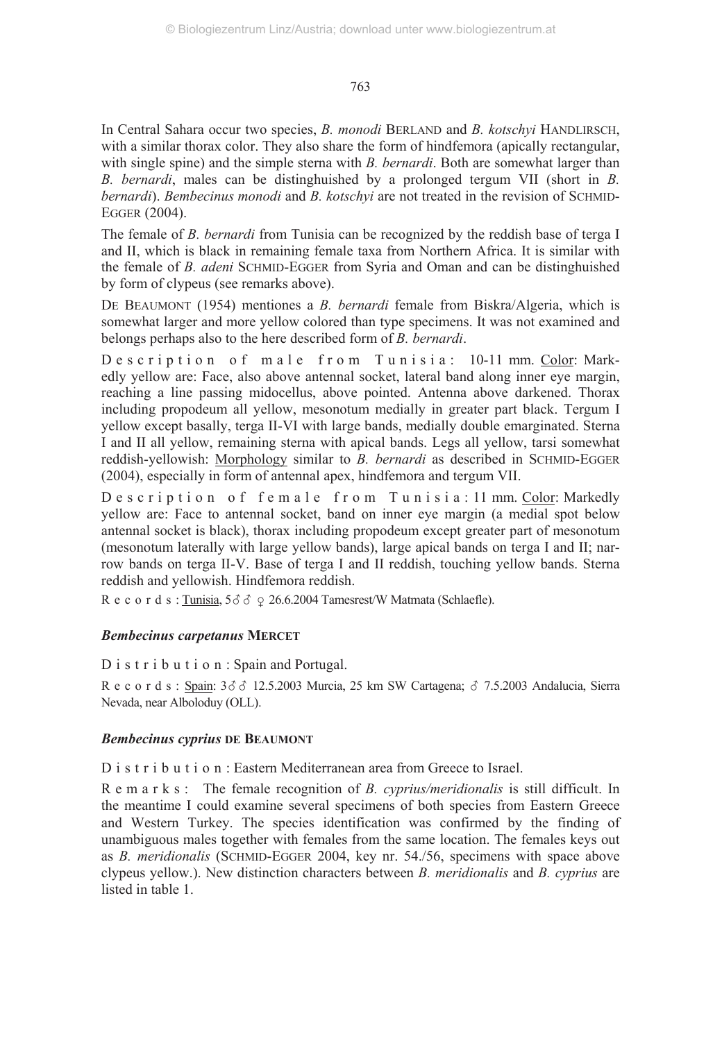In Central Sahara occur two species, *B. monodi* BERLAND and *B. kotschyi* HANDLIRSCH, with a similar thorax color. They also share the form of hindfemora (apically rectangular, with single spine) and the simple sterna with *B. bernardi*. Both are somewhat larger than *B. bernardi*, males can be distinghuished by a prolonged tergum VII (short in *B. bernardi*). *Bembecinus monodi* and *B. kotschyi* are not treated in the revision of SCHMID-EGGER (2004).

The female of *B. bernardi* from Tunisia can be recognized by the reddish base of terga I and II, which is black in remaining female taxa from Northern Africa. It is similar with the female of *B. adeni* SCHMID-EGGER from Syria and Oman and can be distinghuished by form of clypeus (see remarks above).

DE BEAUMONT (1954) mentiones a *B. bernardi* female from Biskra/Algeria, which is somewhat larger and more yellow colored than type specimens. It was not examined and belongs perhaps also to the here described form of *B. bernardi*.

Description of male from Tunisia: 10-11 mm. Color: Markedly yellow are: Face, also above antennal socket, lateral band along inner eye margin, reaching a line passing midocellus, above pointed. Antenna above darkened. Thorax including propodeum all yellow, mesonotum medially in greater part black. Tergum I yellow except basally, terga II-VI with large bands, medially double emarginated. Sterna I and II all yellow, remaining sterna with apical bands. Legs all yellow, tarsi somewhat reddish-yellowish: Morphology similar to *B. bernardi* as described in SCHMID-EGGER (2004), especially in form of antennal apex, hindfemora and tergum VII.

Description of female from Tunisia: 11 mm. Color: Markedly yellow are: Face to antennal socket, band on inner eye margin (a medial spot below antennal socket is black), thorax including propodeum except greater part of mesonotum (mesonotum laterally with large yellow bands), large apical bands on terga I and II; narrow bands on terga II-V. Base of terga I and II reddish, touching yellow bands. Sterna reddish and yellowish. Hindfemora reddish.

Records: Tunisia, 5♂♂ ♀ 26.6.2004 Tamesrest/W Matmata (Schlaefle).

### *Bembecinus carpetanus* MERCET

Distribution: Spain and Portugal.

Records: Spain: 3♂♂ 12.5.2003 Murcia, 25 km SW Cartagena; ♂ 7.5.2003 Andalucia, Sierra Nevada, near Alboloduy (OLL).

### *Bembecinus cyprius* DE BEAUMONT

Distribution: Eastern Mediterranean area from Greece to Israel.

Remarks: The female recognition of *B. cyprius/meridionalis* is still difficult. In the meantime I could examine several specimens of both species from Eastern Greece and Western Turkey. The species identification was confirmed by the finding of unambiguous males together with females from the same location. The females keys out as *B. meridionalis* (SCHMID-EGGER 2004, key nr. 54./56, specimens with space above clypeus yellow.). New distinction characters between *B. meridionalis* and *B. cyprius* are listed in table 1.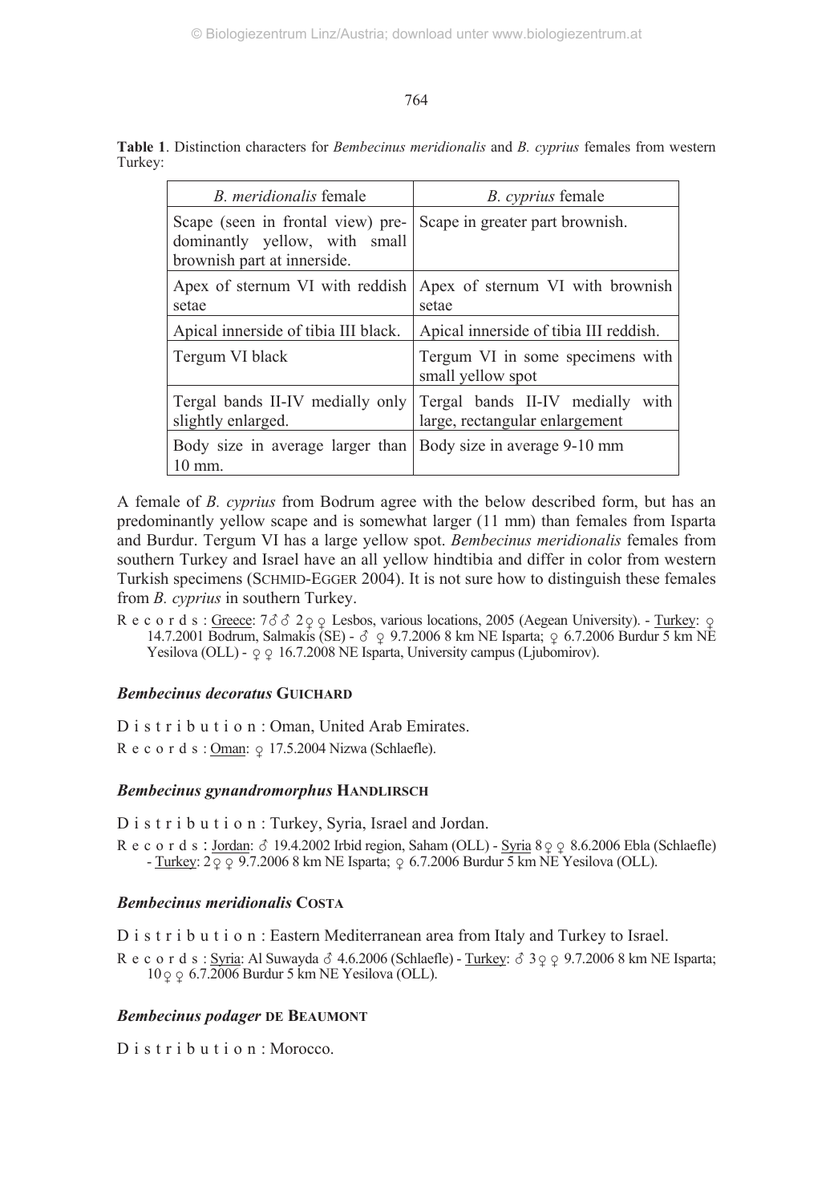**Table 1**. Distinction characters for *Bembecinus meridionalis* and *B. cyprius* females from western Turkey:

| *B. meridionalis* female | *B. cyprius* female |
|---|---|
| Scape (seen in frontal view) predominantly yellow, with small brownish part at innerside. | Scape in greater part brownish. |
| Apex of sternum VI with reddish setae | Apex of sternum VI with brownish setae |
| Apical innerside of tibia III black. | Apical innerside of tibia III reddish. |
| Tergum VI black | Tergum VI in some specimens with small yellow spot |
| Tergal bands II-IV medially only slightly enlarged. | Tergal bands II-IV medially with large, rectangular enlargement |
| Body size in average larger than 10 mm. | Body size in average 9-10 mm |

A female of *B. cyprius* from Bodrum agree with the below described form, but has an predominantly yellow scape and is somewhat larger (11 mm) than females from Isparta and Burdur. Tergum VI has a large yellow spot. *Bembecinus meridionalis* females from southern Turkey and Israel have an all yellow hindtibia and differ in color from western Turkish specimens (SCHMID-EGGER 2004). It is not sure how to distinguish these females from *B. cyprius* in southern Turkey.

Records: Greece: 7♂♂ 2♀♀ Lesbos, various locations, 2005 (Aegean University). - Turkey: ♀ 14.7.2001 Bodrum, Salmakis (SE) - ♂ ♀ 9.7.2006 8 km NE Isparta; ♀ 6.7.2006 Burdur 5 km NE Yesilova (OLL) - ♀♀ 16.7.2008 NE Isparta, University campus (Ljubomirov).

### *Bembecinus decoratus* GUICHARD

Distribution: Oman, United Arab Emirates.

Records: Oman: ♀ 17.5.2004 Nizwa (Schlaefle).

### *Bembecinus gynandromorphus* HANDLIRSCH

Distribution: Turkey, Syria, Israel and Jordan.

Records: Jordan: ♂ 19.4.2002 Irbid region, Saham (OLL) - Syria 8♀♀ 8.6.2006 Ebla (Schlaefle) - Turkey: 2♀♀ 9.7.2006 8 km NE Isparta; ♀ 6.7.2006 Burdur 5 km NE Yesilova (OLL).

### *Bembecinus meridionalis* COSTA

Distribution: Eastern Mediterranean area from Italy and Turkey to Israel.

Records: Syria: Al Suwayda ♂ 4.6.2006 (Schlaefle) - Turkey: ♂ 3♀♀ 9.7.2006 8 km NE Isparta; 10♀♀ 6.7.2006 Burdur 5 km NE Yesilova (OLL).

### *Bembecinus podager* DE BEAUMONT

Distribution: Morocco.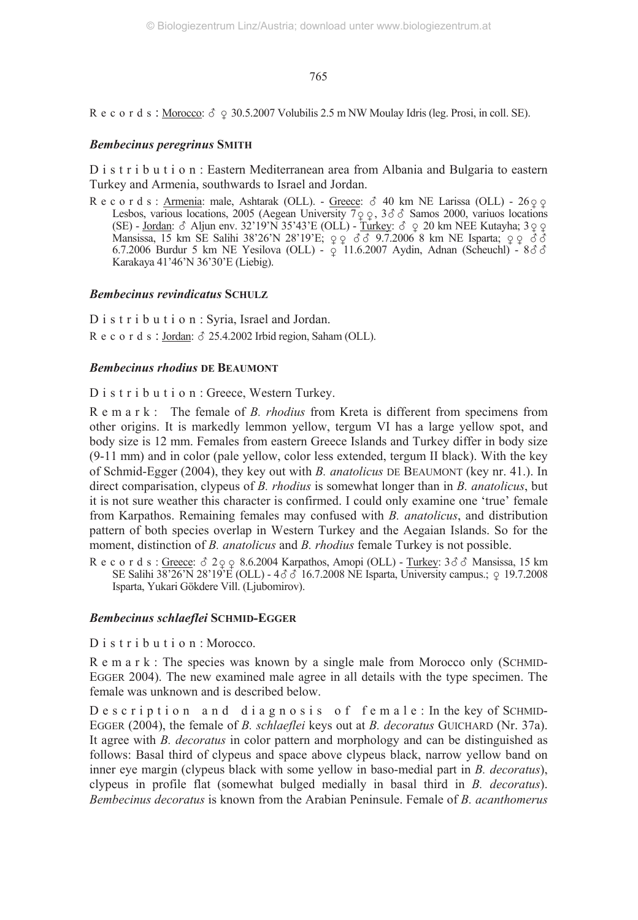R e c o r d s : Morocco: ♂ ♀ 30.5.2007 Volubilis 2.5 m NW Moulay Idris (leg. Prosi, in coll. SE).

### *Bembecinus peregrinus* SMITH

D i s t r i b u t i o n : Eastern Mediterranean area from Albania and Bulgaria to eastern Turkey and Armenia, southwards to Israel and Jordan.

R e c o r d s : Armenia: male, Ashtarak (OLL). - Greece: ♂ 40 km NE Larissa (OLL) - 26♀♀ Lesbos, various locations, 2005 (Aegean University 7♀♀, 3♂♂ Samos 2000, variuos locations (SE) - Jordan: ♂ Aljun env. 32'19'N 35'43'E (OLL) - Turkey: ♂ ♀ 20 km NEE Kutayha; 3♀♀ Mansissa, 15 km SE Salihi 38'26'N 28'19'E; ♀♀ ♂♂ 9.7.2006 8 km NE Isparta; ♀♀ ♂♂ 6.7.2006 Burdur 5 km NE Yesilova (OLL) - ♀ 11.6.2007 Aydin, Adnan (Scheuchl) - 8♂♂ Karakaya 41'46'N 36'30'E (Liebig).

### *Bembecinus revindicatus* SCHULZ

D i s t r i b u t i o n : Syria, Israel and Jordan.

R e c o r d s : Jordan: ♂ 25.4.2002 Irbid region, Saham (OLL).

### *Bembecinus rhodius* DE BEAUMONT

D i s t r i b u t i o n : Greece, Western Turkey.

R e m a r k : The female of *B. rhodius* from Kreta is different from specimens from other origins. It is markedly lemmon yellow, tergum VI has a large yellow spot, and body size is 12 mm. Females from eastern Greece Islands and Turkey differ in body size (9-11 mm) and in color (pale yellow, color less extended, tergum II black). With the key of Schmid-Egger (2004), they key out with *B. anatolicus* DE BEAUMONT (key nr. 41.). In direct comparisation, clypeus of *B. rhodius* is somewhat longer than in *B. anatolicus*, but it is not sure weather this character is confirmed. I could only examine one 'true' female from Karpathos. Remaining females may confused with *B. anatolicus*, and distribution pattern of both species overlap in Western Turkey and the Aegaian Islands. So for the moment, distinction of *B. anatolicus* and *B. rhodius* female Turkey is not possible.

R e c o r d s : Greece: ♂ 2♀♀ 8.6.2004 Karpathos, Amopi (OLL) - Turkey: 3♂♂ Mansissa, 15 km SE Salihi 38'26'N 28'19'E (OLL) - 4♂♂ 16.7.2008 NE Isparta, University campus.; ♀ 19.7.2008 Isparta, Yukari Gökdere Vill. (Ljubomirov).

### *Bembecinus schlaeflei* SCHMID-EGGER

D i s t r i b u t i o n : Morocco.

R e m a r k : The species was known by a single male from Morocco only (SCHMID-EGGER 2004). The new examined male agree in all details with the type specimen. The female was unknown and is described below.

D e s c r i p t i o n a n d d i a g n o s i s o f f e m a l e : In the key of SCHMID-EGGER (2004), the female of *B. schlaeflei* keys out at *B. decoratus* GUICHARD (Nr. 37a). It agree with *B. decoratus* in color pattern and morphology and can be distinguished as follows: Basal third of clypeus and space above clypeus black, narrow yellow band on inner eye margin (clypeus black with some yellow in baso-medial part in *B. decoratus*), clypeus in profile flat (somewhat bulged medially in basal third in *B. decoratus*). *Bembecinus decoratus* is known from the Arabian Peninsule. Female of *B. acanthomerus*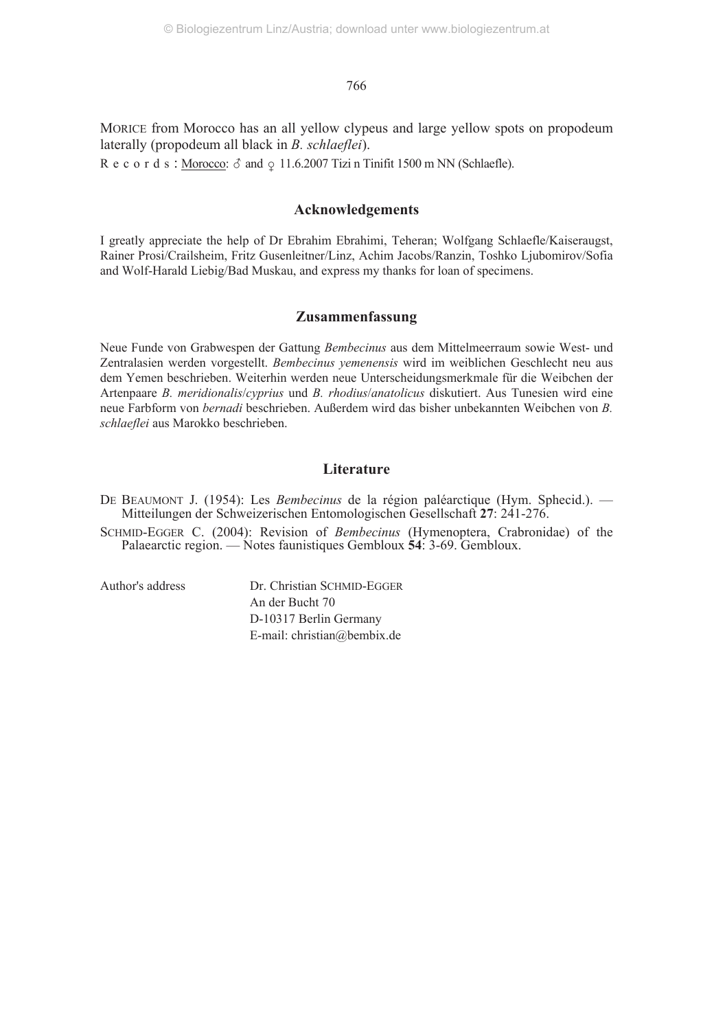MORICE from Morocco has an all yellow clypeus and large yellow spots on propodeum laterally (propodeum all black in *B. schlaeflei*).

Records: Morocco: ♂ and ♀ 11.6.2007 Tizi n Tinifit 1500 m NN (Schlaefle).

## Acknowledgements

I greatly appreciate the help of Dr Ebrahim Ebrahimi, Teheran; Wolfgang Schlaefle/Kaiseraugst, Rainer Prosi/Crailsheim, Fritz Gusenleitner/Linz, Achim Jacobs/Ranzin, Toshko Ljubomirov/Sofia and Wolf-Harald Liebig/Bad Muskau, and express my thanks for loan of specimens.

## Zusammenfassung

Neue Funde von Grabwespen der Gattung *Bembecinus* aus dem Mittelmeerraum sowie West- und Zentralasien werden vorgestellt. *Bembecinus yemenensis* wird im weiblichen Geschlecht neu aus dem Yemen beschrieben. Weiterhin werden neue Unterscheidungsmerkmale für die Weibchen der Artenpaare *B. meridionalis*/*cyprius* und *B. rhodius*/*anatolicus* diskutiert. Aus Tunesien wird eine neue Farbform von *bernadi* beschrieben. Außerdem wird das bisher unbekannten Weibchen von *B. schlaeflei* aus Marokko beschrieben.

## Literature

DE BEAUMONT J. (1954): Les *Bembecinus* de la région paléarctique (Hym. Sphecid.). — Mitteilungen der Schweizerischen Entomologischen Gesellschaft **27**: 241-276.

SCHMID-EGGER C. (2004): Revision of *Bembecinus* (Hymenoptera, Crabronidae) of the Palaearctic region. — Notes faunistiques Gembloux **54**: 3-69. Gembloux.

Author's address

Dr. Christian SCHMID-EGGER
An der Bucht 70
D-10317 Berlin Germany
E-mail: christian@bembix.de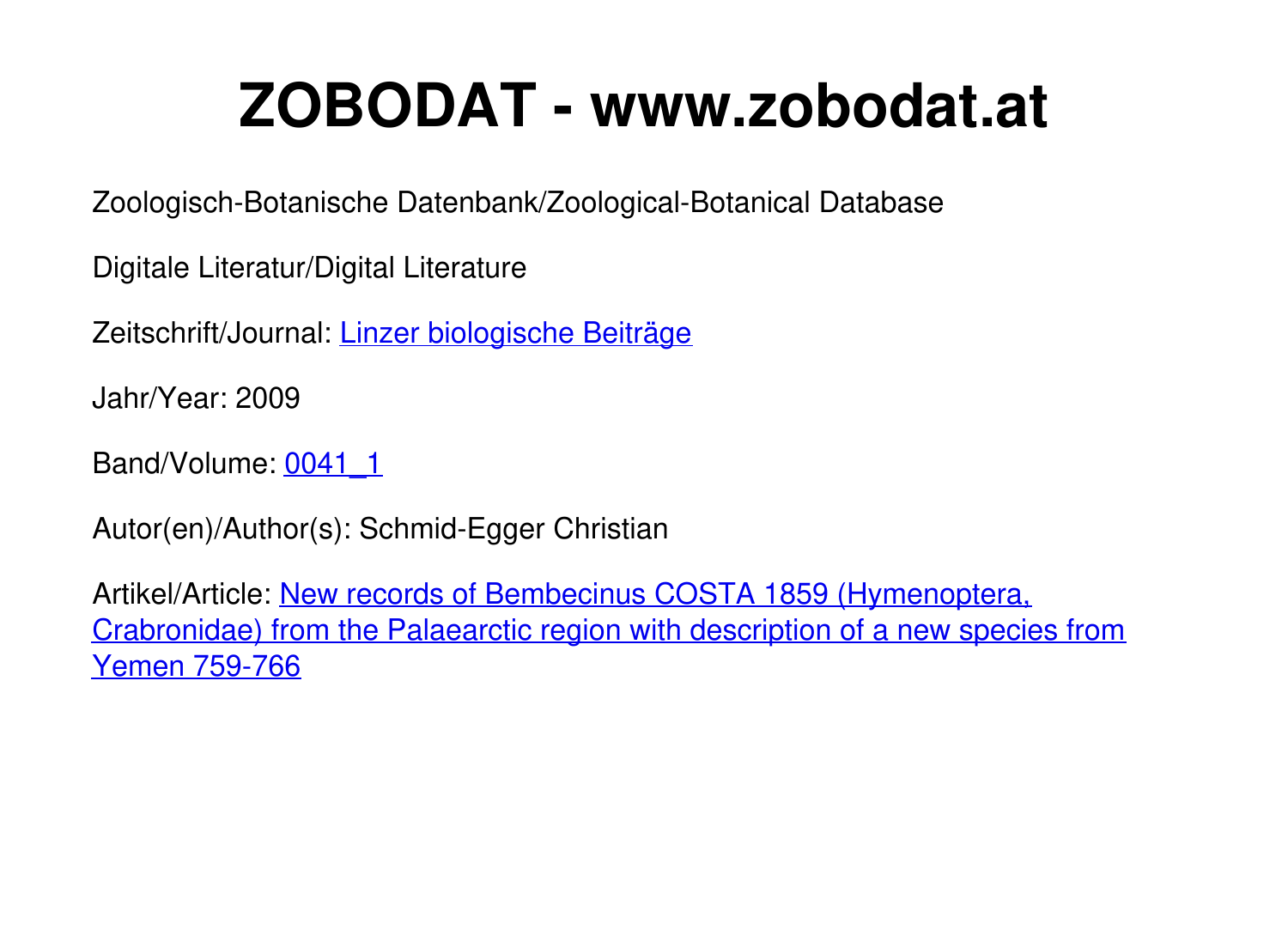# ZOBODAT - www.zobodat.at

Zoologisch-Botanische Datenbank/Zoological-Botanical Database

Digitale Literatur/Digital Literature

Zeitschrift/Journal: Linzer biologische Beiträge

Jahr/Year: 2009

Band/Volume: 0041_1

Autor(en)/Author(s): Schmid-Egger Christian

Artikel/Article: New records of Bembecinus COSTA 1859 (Hymenoptera, Crabronidae) from the Palaearctic region with description of a new species from Yemen 759-766